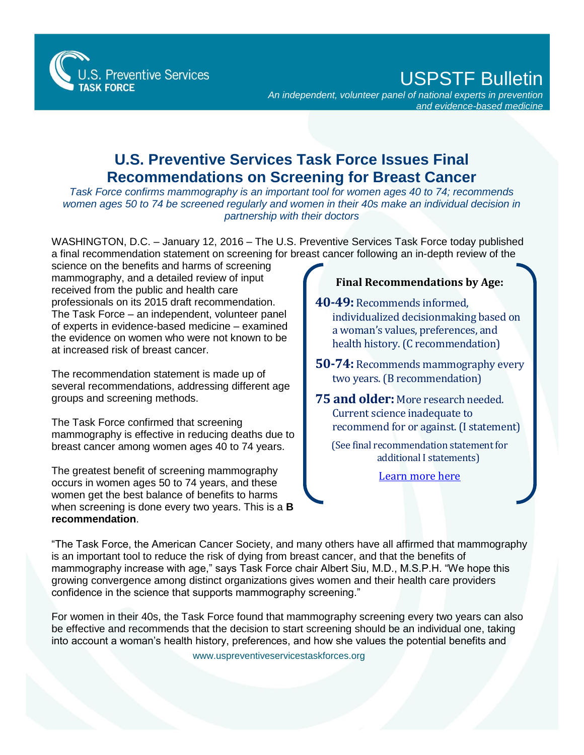U.S. Preventive Services TASK FORCE

# USPSTF Bulletin

*An independent, volunteer panel of national experts in prevention and evidence-based medicine*

## U.S. Preventive Services Task Force Issues Final Recommendations on Screening for Breast Cancer

*Task Force confirms mammography is an important tool for women ages 40 to 74; recommends women ages 50 to 74 be screened regularly and women in their 40s make an individual decision in partnership with their doctors*

WASHINGTON, D.C. – January 12, 2016 – The U.S. Preventive Services Task Force today published a final recommendation statement on screening for breast cancer following an in-depth review of the science on the benefits and harms of screening mammography, and a detailed review of input received from the public and health care professionals on its 2015 draft recommendation. The Task Force – an independent, volunteer panel of experts in evidence-based medicine – examined the evidence on women who were not known to be at increased risk of breast cancer.

The recommendation statement is made up of several recommendations, addressing different age groups and screening methods.

The Task Force confirmed that screening mammography is effective in reducing deaths due to breast cancer among women ages 40 to 74 years.

The greatest benefit of screening mammography occurs in women ages 50 to 74 years, and these women get the best balance of benefits to harms when screening is done every two years. This is a **B recommendation**.

**Final Recommendations by Age:**

**40-49:** Recommends informed, individualized decisionmaking based on a woman's values, preferences, and health history. (C recommendation)

**50-74:** Recommends mammography every two years. (B recommendation)

**75 and older:** More research needed. Current science inadequate to recommend for or against. (I statement)

(See final recommendation statement for additional I statements)

[Learn more here]

"The Task Force, the American Cancer Society, and many others have all affirmed that mammography is an important tool to reduce the risk of dying from breast cancer, and that the benefits of mammography increase with age," says Task Force chair Albert Siu, M.D., M.S.P.H. "We hope this growing convergence among distinct organizations gives women and their health care providers confidence in the science that supports mammography screening."

For women in their 40s, the Task Force found that mammography screening every two years can also be effective and recommends that the decision to start screening should be an individual one, taking into account a woman's health history, preferences, and how she values the potential benefits and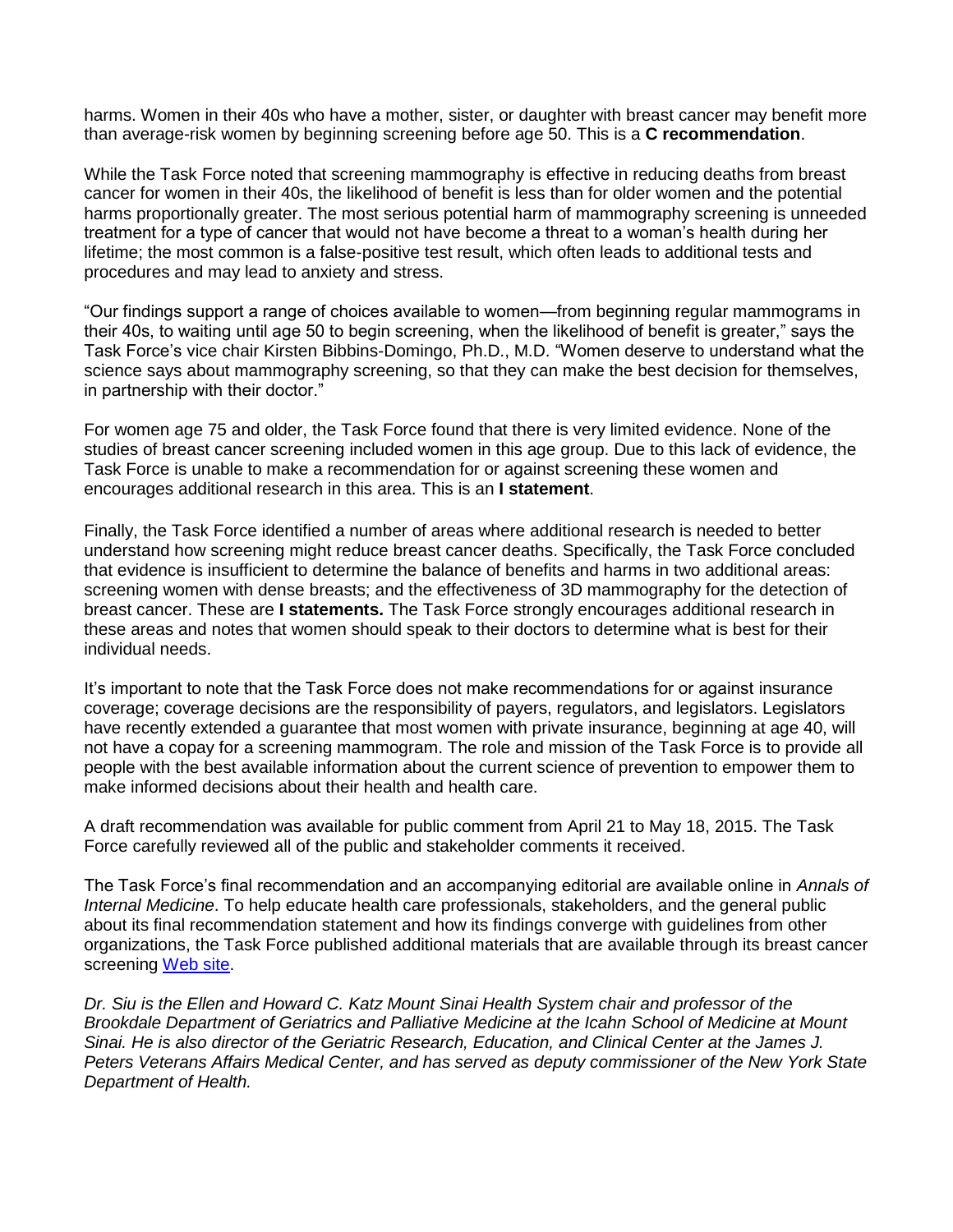harms. Women in their 40s who have a mother, sister, or daughter with breast cancer may benefit more than average-risk women by beginning screening before age 50. This is a **C recommendation**.

While the Task Force noted that screening mammography is effective in reducing deaths from breast cancer for women in their 40s, the likelihood of benefit is less than for older women and the potential harms proportionally greater. The most serious potential harm of mammography screening is unneeded treatment for a type of cancer that would not have become a threat to a woman's health during her lifetime; the most common is a false-positive test result, which often leads to additional tests and procedures and may lead to anxiety and stress.

"Our findings support a range of choices available to women—from beginning regular mammograms in their 40s, to waiting until age 50 to begin screening, when the likelihood of benefit is greater," says the Task Force's vice chair Kirsten Bibbins-Domingo, Ph.D., M.D. "Women deserve to understand what the science says about mammography screening, so that they can make the best decision for themselves, in partnership with their doctor."

For women age 75 and older, the Task Force found that there is very limited evidence. None of the studies of breast cancer screening included women in this age group. Due to this lack of evidence, the Task Force is unable to make a recommendation for or against screening these women and encourages additional research in this area. This is an **I statement**.

Finally, the Task Force identified a number of areas where additional research is needed to better understand how screening might reduce breast cancer deaths. Specifically, the Task Force concluded that evidence is insufficient to determine the balance of benefits and harms in two additional areas: screening women with dense breasts; and the effectiveness of 3D mammography for the detection of breast cancer. These are **I statements.** The Task Force strongly encourages additional research in these areas and notes that women should speak to their doctors to determine what is best for their individual needs.

It's important to note that the Task Force does not make recommendations for or against insurance coverage; coverage decisions are the responsibility of payers, regulators, and legislators. Legislators have recently extended a guarantee that most women with private insurance, beginning at age 40, will not have a copay for a screening mammogram. The role and mission of the Task Force is to provide all people with the best available information about the current science of prevention to empower them to make informed decisions about their health and health care.

A draft recommendation was available for public comment from April 21 to May 18, 2015. The Task Force carefully reviewed all of the public and stakeholder comments it received.

The Task Force's final recommendation and an accompanying editorial are available online in *Annals of Internal Medicine*. To help educate health care professionals, stakeholders, and the general public about its final recommendation statement and how its findings converge with guidelines from other organizations, the Task Force published additional materials that are available through its breast cancer screening Web site.

*Dr. Siu is the Ellen and Howard C. Katz Mount Sinai Health System chair and professor of the Brookdale Department of Geriatrics and Palliative Medicine at the Icahn School of Medicine at Mount Sinai. He is also director of the Geriatric Research, Education, and Clinical Center at the James J. Peters Veterans Affairs Medical Center, and has served as deputy commissioner of the New York State Department of Health.*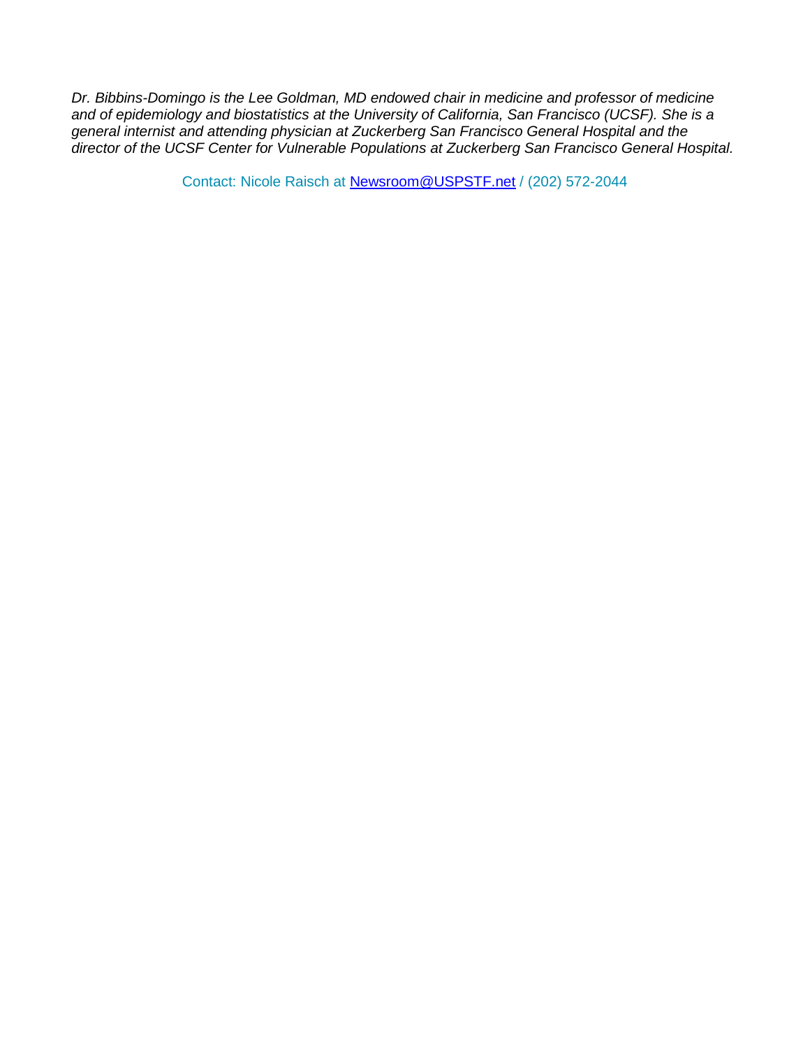*Dr. Bibbins-Domingo is the Lee Goldman, MD endowed chair in medicine and professor of medicine and of epidemiology and biostatistics at the University of California, San Francisco (UCSF). She is a general internist and attending physician at Zuckerberg San Francisco General Hospital and the director of the UCSF Center for Vulnerable Populations at Zuckerberg San Francisco General Hospital.*

Contact: Nicole Raisch at Newsroom@USPSTF.net / (202) 572-2044